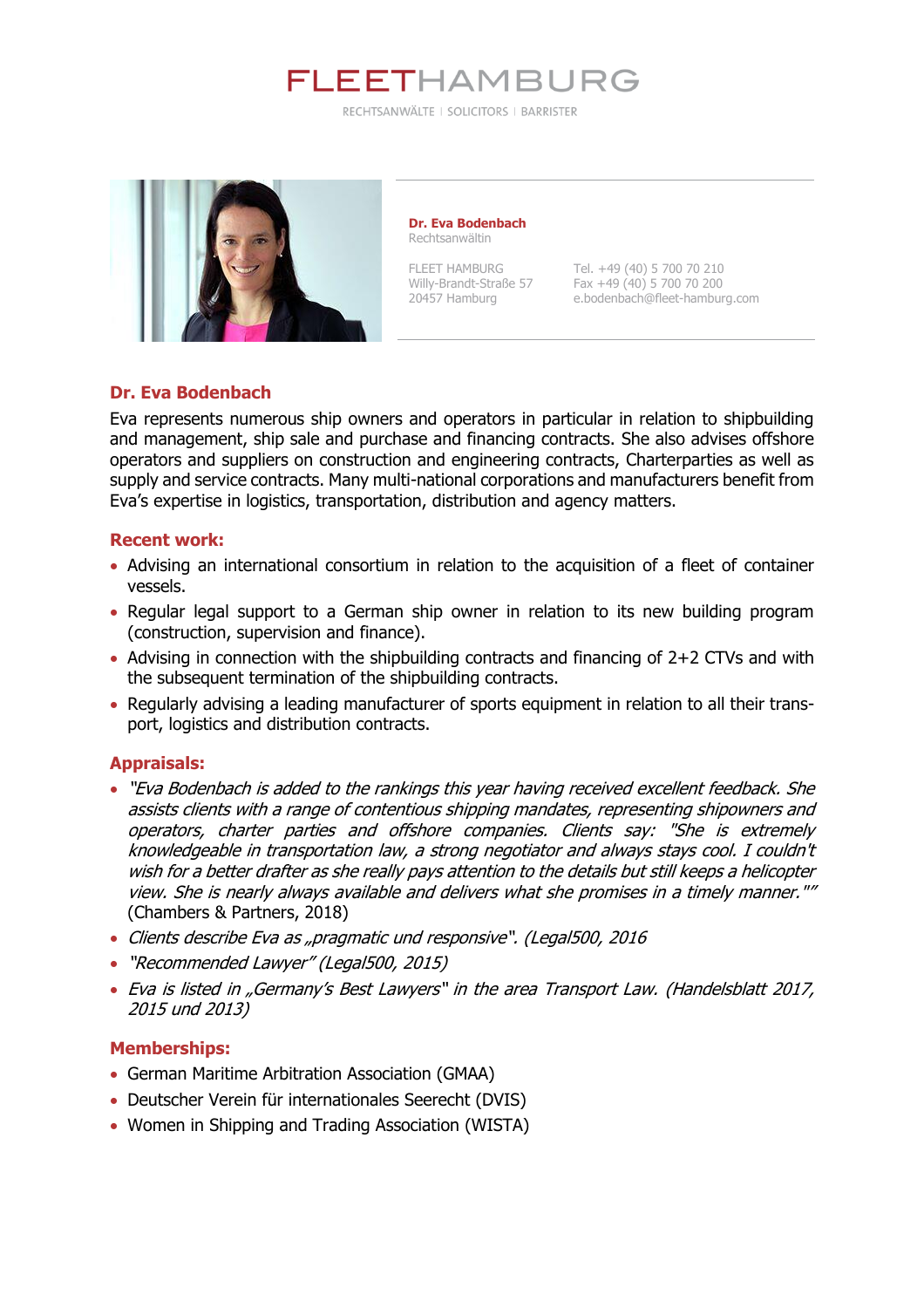# FLEETHAMBURG

RECHTSANWÄLTE | SOLICITORS | BARRISTER

**Dr. Eva Bodenbach**
Rechtsanwältin

FLEET HAMBURG
Willy-Brandt-Straße 57
20457 Hamburg

Tel. +49 (40) 5 700 70 210
Fax +49 (40) 5 700 70 200
e.bodenbach@fleet-hamburg.com

## Dr. Eva Bodenbach

Eva represents numerous ship owners and operators in particular in relation to shipbuilding and management, ship sale and purchase and financing contracts. She also advises offshore operators and suppliers on construction and engineering contracts, Charterparties as well as supply and service contracts. Many multi-national corporations and manufacturers benefit from Eva's expertise in logistics, transportation, distribution and agency matters.

## Recent work:

- Advising an international consortium in relation to the acquisition of a fleet of container vessels.
- Regular legal support to a German ship owner in relation to its new building program (construction, supervision and finance).
- Advising in connection with the shipbuilding contracts and financing of 2+2 CTVs and with the subsequent termination of the shipbuilding contracts.
- Regularly advising a leading manufacturer of sports equipment in relation to all their transport, logistics and distribution contracts.

## Appraisals:

- *"Eva Bodenbach is added to the rankings this year having received excellent feedback. She assists clients with a range of contentious shipping mandates, representing shipowners and operators, charter parties and offshore companies. Clients say: "She is extremely knowledgeable in transportation law, a strong negotiator and always stays cool. I couldn't wish for a better drafter as she really pays attention to the details but still keeps a helicopter view. She is nearly always available and delivers what she promises in a timely manner.""* (Chambers & Partners, 2018)
- *Clients describe Eva as „pragmatic und responsive". (Legal500, 2016*
- *"Recommended Lawyer" (Legal500, 2015)*
- *Eva is listed in „Germany's Best Lawyers" in the area Transport Law. (Handelsblatt 2017, 2015 und 2013)*

## Memberships:

- German Maritime Arbitration Association (GMAA)
- Deutscher Verein für internationales Seerecht (DVIS)
- Women in Shipping and Trading Association (WISTA)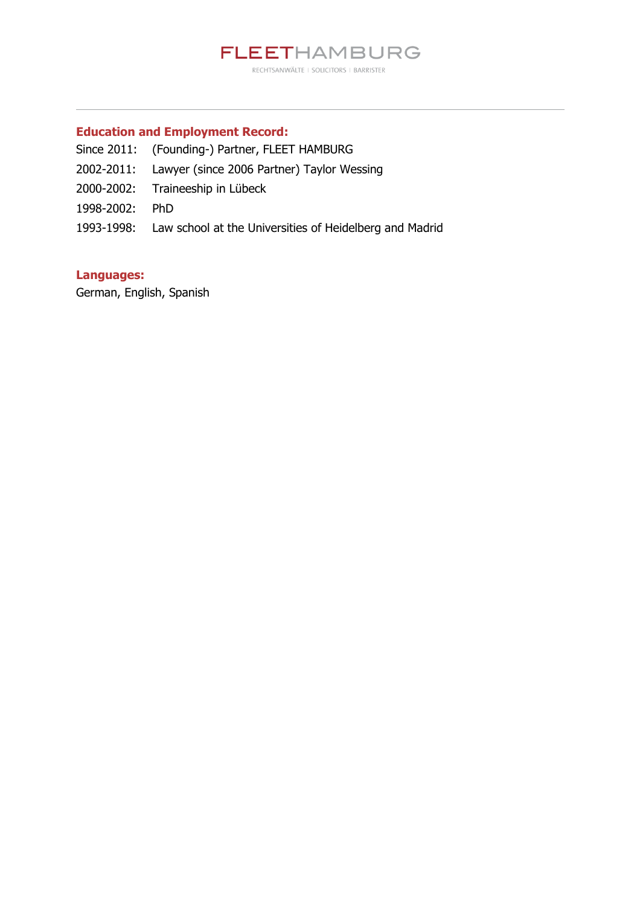## Education and Employment Record:

Since 2011: (Founding-) Partner, FLEET HAMBURG

2002-2011: Lawyer (since 2006 Partner) Taylor Wessing

2000-2002: Traineeship in Lübeck

1998-2002: PhD

1993-1998: Law school at the Universities of Heidelberg and Madrid

## Languages:

German, English, Spanish